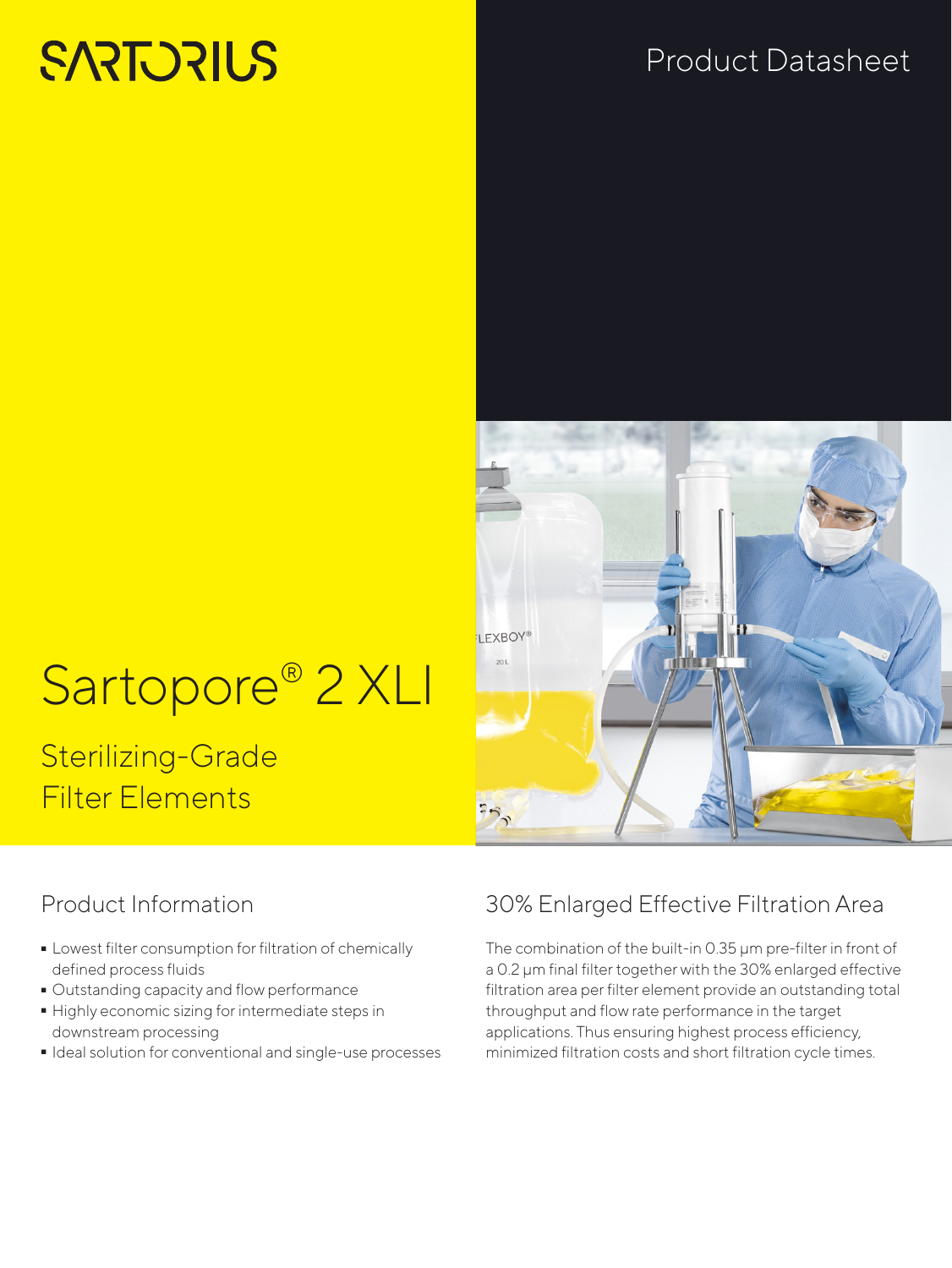SARTORIUS

Product Datasheet

# Sartopore® 2 XLI

## Sterilizing-Grade Filter Elements

## Product Information

- Lowest filter consumption for filtration of chemically defined process fluids
- Outstanding capacity and flow performance
- Highly economic sizing for intermediate steps in downstream processing
- Ideal solution for conventional and single-use processes

## 30% Enlarged Effective Filtration Area

The combination of the built-in 0.35 µm pre-filter in front of a 0.2 µm final filter together with the 30% enlarged effective filtration area per filter element provide an outstanding total throughput and flow rate performance in the target applications. Thus ensuring highest process efficiency, minimized filtration costs and short filtration cycle times.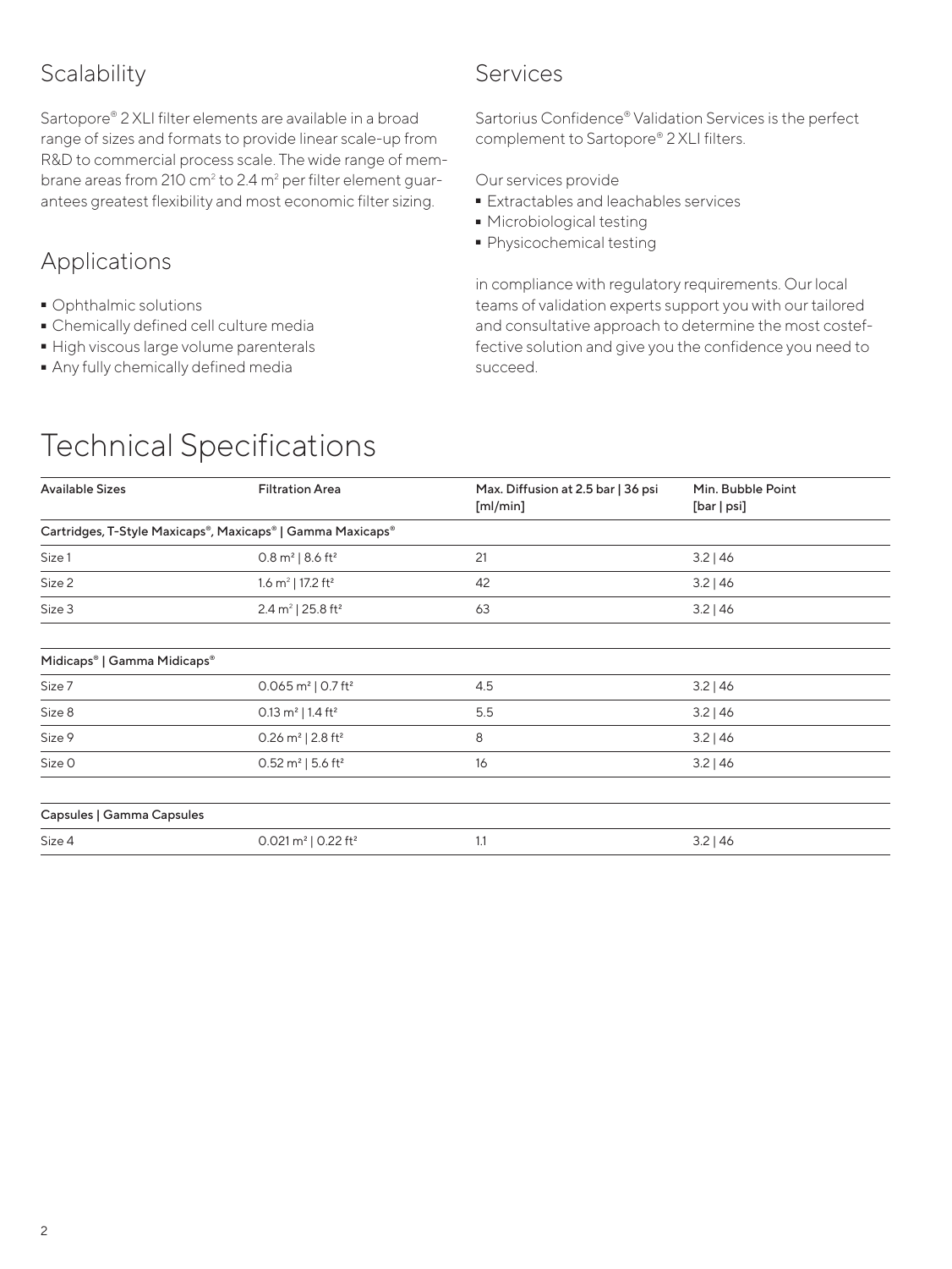## Scalability

Sartopore® 2 XLI filter elements are available in a broad range of sizes and formats to provide linear scale-up from R&D to commercial process scale. The wide range of membrane areas from 210 $cm^2$ to 2.4 $m^2$ per filter element guarantees greatest flexibility and most economic filter sizing.

## Applications

- Ophthalmic solutions
- Chemically defined cell culture media
- High viscous large volume parenterals
- Any fully chemically defined media

## Services

Sartorius Confidence® Validation Services is the perfect complement to Sartopore® 2 XLI filters.

Our services provide

- Extractables and leachables services
- Microbiological testing
- Physicochemical testing

in compliance with regulatory requirements. Our local teams of validation experts support you with our tailored and consultative approach to determine the most costeffective solution and give you the confidence you need to succeed.

# Technical Specifications

| Available Sizes | Filtration Area | Max. Diffusion at 2.5 bar \| 36 psi [ml/min] | Min. Bubble Point [bar \| psi] |
|---|---|---|---|
| **Cartridges, T-Style Maxicaps®, Maxicaps® \| Gamma Maxicaps®** | | | |
| Size 1 | 0.8 $m^2$ \| 8.6 $ft^2$ | 21 | 3.2 \| 46 |
| Size 2 | 1.6 $m^2$ \| 17.2 $ft^2$ | 42 | 3.2 \| 46 |
| Size 3 | 2.4 $m^2$ \| 25.8 $ft^2$ | 63 | 3.2 \| 46 |
| **Midicaps® \| Gamma Midicaps®** | | | |
| Size 7 | 0.065 $m^2$ \| 0.7 $ft^2$ | 4.5 | 3.2 \| 46 |
| Size 8 | 0.13 $m^2$ \| 1.4 $ft^2$ | 5.5 | 3.2 \| 46 |
| Size 9 | 0.26 $m^2$ \| 2.8 $ft^2$ | 8 | 3.2 \| 46 |
| Size 0 | 0.52 $m^2$ \| 5.6 $ft^2$ | 16 | 3.2 \| 46 |
| **Capsules \| Gamma Capsules** | | | |
| Size 4 | 0.021 $m^2$ \| 0.22 $ft^2$ | 1.1 | 3.2 \| 46 |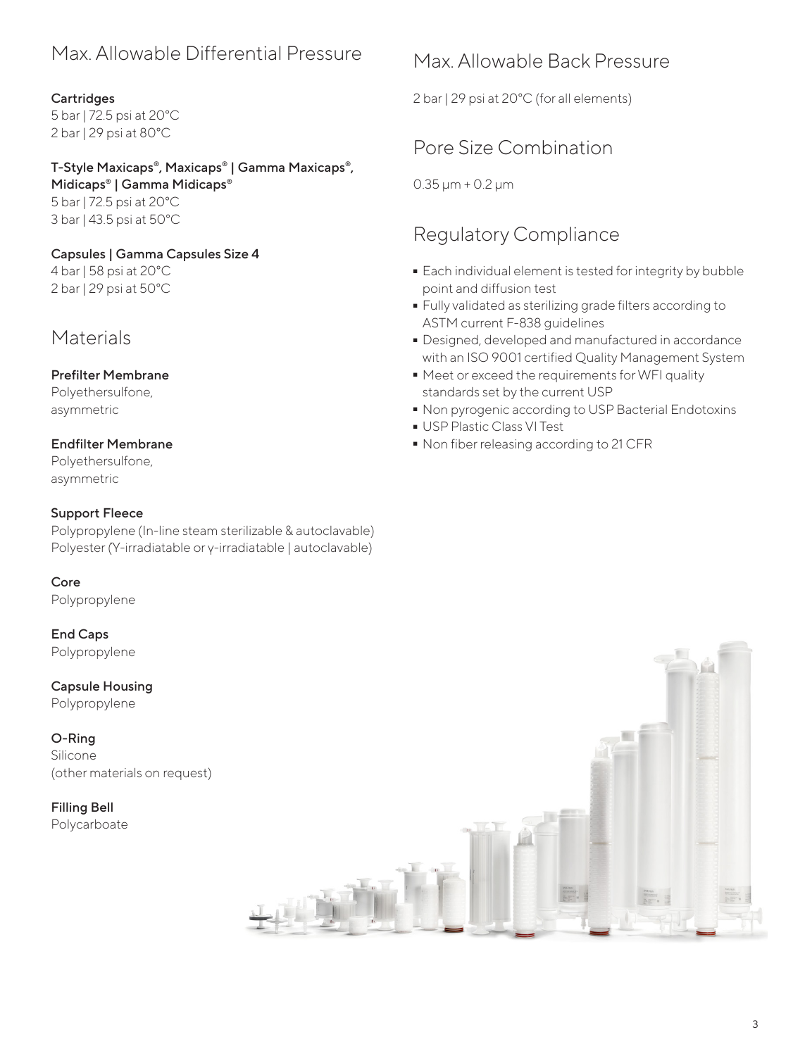## Max. Allowable Differential Pressure

**Cartridges**
5 bar | 72.5 psi at 20°C
2 bar | 29 psi at 80°C

**T-Style Maxicaps®, Maxicaps® | Gamma Maxicaps®, Midicaps® | Gamma Midicaps®**
5 bar | 72.5 psi at 20°C
3 bar | 43.5 psi at 50°C

**Capsules | Gamma Capsules Size 4**
4 bar | 58 psi at 20°C
2 bar | 29 psi at 50°C

## Materials

**Prefilter Membrane**
Polyethersulfone, asymmetric

**Endfilter Membrane**
Polyethersulfone, asymmetric

**Support Fleece**
Polypropylene (In-line steam sterilizable & autoclavable)
Polyester (Y-irradiatable or γ-irradiatable | autoclavable)

**Core**
Polypropylene

**End Caps**
Polypropylene

**Capsule Housing**
Polypropylene

**O-Ring**
Silicone
(other materials on request)

**Filling Bell**
Polycarboate

## Max. Allowable Back Pressure

2 bar | 29 psi at 20°C (for all elements)

## Pore Size Combination

0.35 µm + 0.2 µm

## Regulatory Compliance

- Each individual element is tested for integrity by bubble point and diffusion test
- Fully validated as sterilizing grade filters according to ASTM current F-838 guidelines
- Designed, developed and manufactured in accordance with an ISO 9001 certified Quality Management System
- Meet or exceed the requirements for WFI quality standards set by the current USP
- Non pyrogenic according to USP Bacterial Endotoxins
- USP Plastic Class VI Test
- Non fiber releasing according to 21 CFR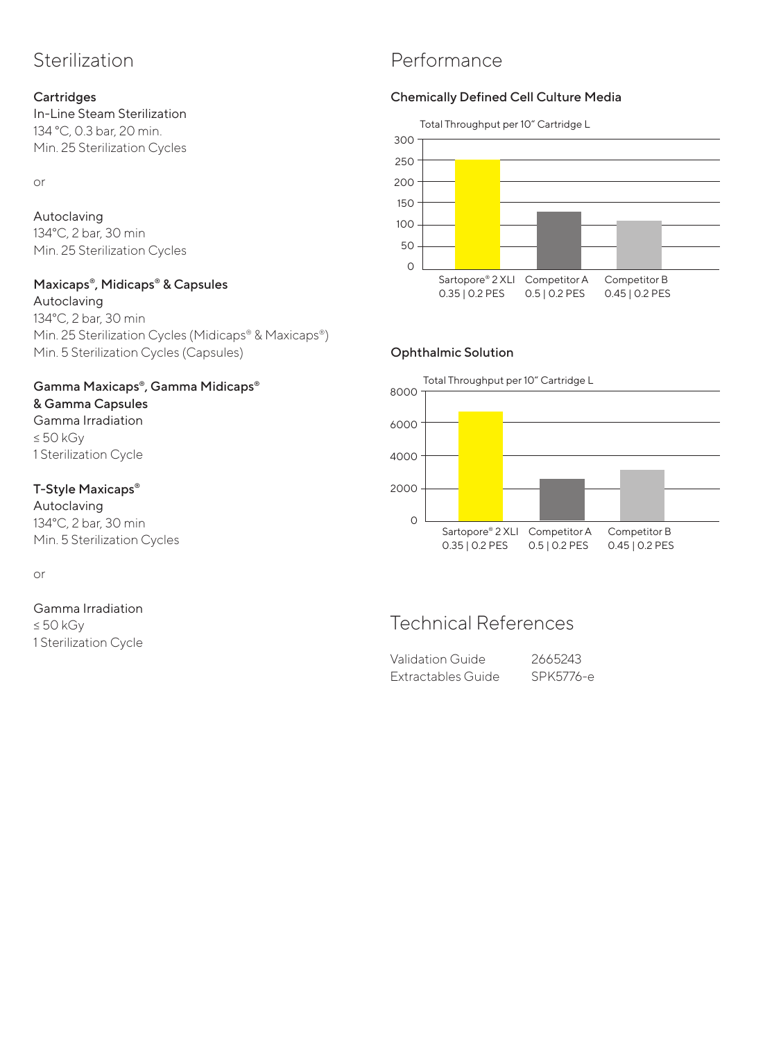## Sterilization

**Cartridges**
In-Line Steam Sterilization
134 °C, 0.3 bar, 20 min.
Min. 25 Sterilization Cycles

or

Autoclaving
134°C, 2 bar, 30 min
Min. 25 Sterilization Cycles

**Maxicaps®, Midicaps® & Capsules**
Autoclaving
134°C, 2 bar, 30 min
Min. 25 Sterilization Cycles (Midicaps® & Maxicaps®)
Min. 5 Sterilization Cycles (Capsules)

**Gamma Maxicaps®, Gamma Midicaps® & Gamma Capsules**
Gamma Irradiation
≤ 50 kGy
1 Sterilization Cycle

**T-Style Maxicaps®**
Autoclaving
134°C, 2 bar, 30 min
Min. 5 Sterilization Cycles

or

Gamma Irradiation
≤ 50 kGy
1 Sterilization Cycle

## Performance

**Chemically Defined Cell Culture Media**

Total Throughput per 10" Cartridge L

| Filter | Total Throughput per 10" Cartridge L |
| --- | --- |
| Sartopore® 2 XLI 0.35 \| 0.2 PES | ~250 |
| Competitor A 0.5 \| 0.2 PES | ~135 |
| Competitor B 0.45 \| 0.2 PES | ~115 |

**Ophthalmic Solution**

Total Throughput per 10" Cartridge L

| Filter | Total Throughput per 10" Cartridge L |
| --- | --- |
| Sartopore® 2 XLI 0.35 \| 0.2 PES | ~6700 |
| Competitor A 0.5 \| 0.2 PES | ~2600 |
| Competitor B 0.45 \| 0.2 PES | ~3100 |

## Technical References

| | |
| --- | --- |
| Validation Guide | 2665243 |
| Extractables Guide | SPK5776-e |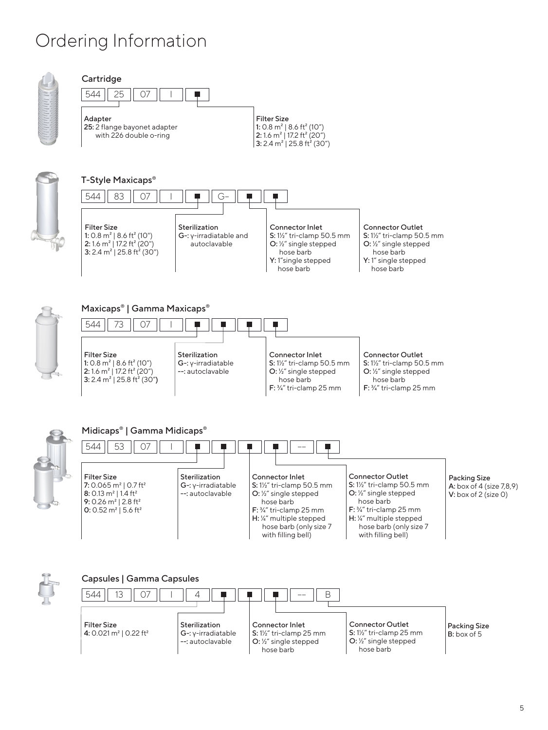# Ordering Information

## Cartridge

| 544 | 25 | 07 | I | ■ |
|---|---|---|---|---|

**Adapter**
**25:** 2 flange bayonet adapter with 226 double o-ring

**Filter Size**
**1:** 0.8 m² | 8.6 ft² (10")
**2:** 1.6 m² | 17.2 ft² (20")
**3:** 2.4 m² | 25.8 ft² (30")

## T-Style Maxicaps®

| 544 | 83 | 07 | I | ■ | G- | ■ | ■ |
|---|---|---|---|---|---|---|---|

**Filter Size**
**1:** 0.8 m² | 8.6 ft² (10")
**2:** 1.6 m² | 17.2 ft² (20")
**3:** 2.4 m² | 25.8 ft² (30")

**Sterilization**
**G-:** γ-irradiatable and autoclavable

**Connector Inlet**
**S:** 1½" tri-clamp 50.5 mm
**O:** ½" single stepped hose barb
**Y:** 1" single stepped hose barb

**Connector Outlet**
**S:** 1½" tri-clamp 50.5 mm
**O:** ½" single stepped hose barb
**Y:** 1" single stepped hose barb

## Maxicaps® | Gamma Maxicaps®

| 544 | 73 | 07 | I | ■ | ■ | ■ | ■ |
|---|---|---|---|---|---|---|---|

**Filter Size**
**1:** 0.8 m² | 8.6 ft² (10")
**2:** 1.6 m² | 17.2 ft² (20")
**3:** 2.4 m² | 25.8 ft² (30")

**Sterilization**
**G-:** γ-irradiatable
**--:** autoclavable

**Connector Inlet**
**S:** 1½" tri-clamp 50.5 mm
**O:** ½" single stepped hose barb
**F:** ¾" tri-clamp 25 mm

**Connector Outlet**
**S:** 1½" tri-clamp 50.5 mm
**O:** ½" single stepped hose barb
**F:** ¾" tri-clamp 25 mm

## Midicaps® | Gamma Midicaps®

| 544 | 53 | 07 | I | ■ | ■ | ■ | ■ | -- | ■ |
|---|---|---|---|---|---|---|---|---|---|

**Filter Size**
**7:** 0.065 m² | 0.7 ft²
**8:** 0.13 m² | 1.4 ft²
**9:** 0.26 m² | 2.8 ft²
**0:** 0.52 m² | 5.6 ft²

**Sterilization**
**G-:** γ-irradiatable
**--:** autoclavable

**Connector Inlet**
**S:** 1½" tri-clamp 50.5 mm
**O:** ½" single stepped hose barb
**F:** ¾" tri-clamp 25 mm
**H:** ¼" multiple stepped hose barb (only size 7 with filling bell)

**Connector Outlet**
**S:** 1½" tri-clamp 50.5 mm
**O:** ½" single stepped hose barb
**F:** ¾" tri-clamp 25 mm
**H:** ¼" multiple stepped hose barb (only size 7 with filling bell)

**Packing Size**
**A:** box of 4 (size 7,8,9)
**V:** box of 2 (size 0)

## Capsules | Gamma Capsules

| 544 | 13 | 07 | I | 4 | ■ | ■ | ■ | -- | B |
|---|---|---|---|---|---|---|---|---|---|

**Filter Size**
**4:** 0.021 m² | 0.22 ft²

**Sterilization**
**G-:** γ-irradiatable
**--:** autoclavable

**Connector Inlet**
**S:** 1½" tri-clamp 25 mm
**O:** ½" single stepped hose barb

**Connector Outlet**
**S:** 1½" tri-clamp 25 mm
**O:** ½" single stepped hose barb

**Packing Size**
**B:** box of 5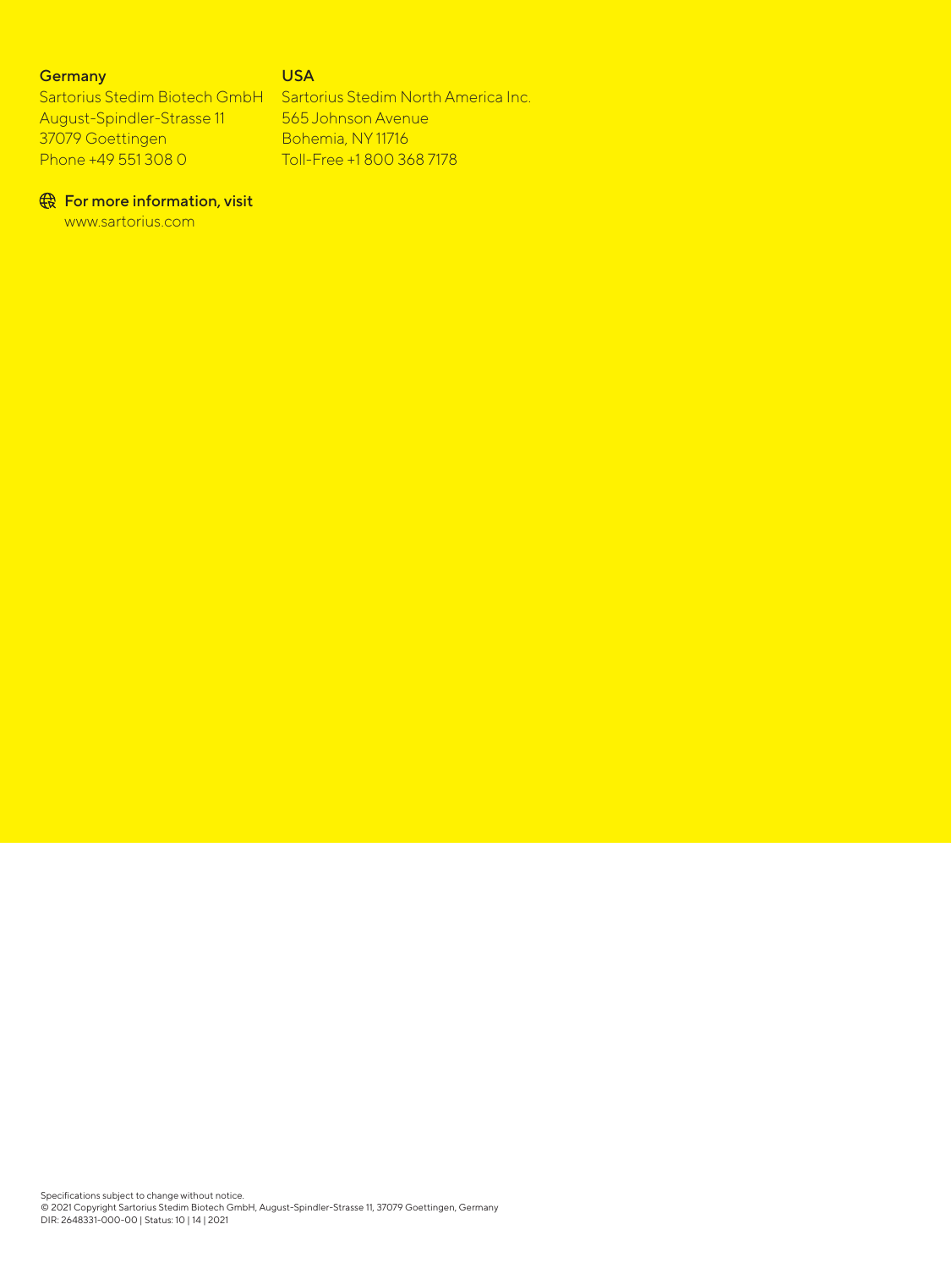**Germany**
Sartorius Stedim Biotech GmbH
August-Spindler-Strasse 11
37079 Goettingen
Phone +49 551 308 0

**USA**
Sartorius Stedim North America Inc.
565 Johnson Avenue
Bohemia, NY 11716
Toll-Free +1 800 368 7178

**For more information, visit**
www.sartorius.com

Specifications subject to change without notice.
© 2021 Copyright Sartorius Stedim Biotech GmbH, August-Spindler-Strasse 11, 37079 Goettingen, Germany
DIR: 2648331-000-00 | Status: 10 | 14 | 2021